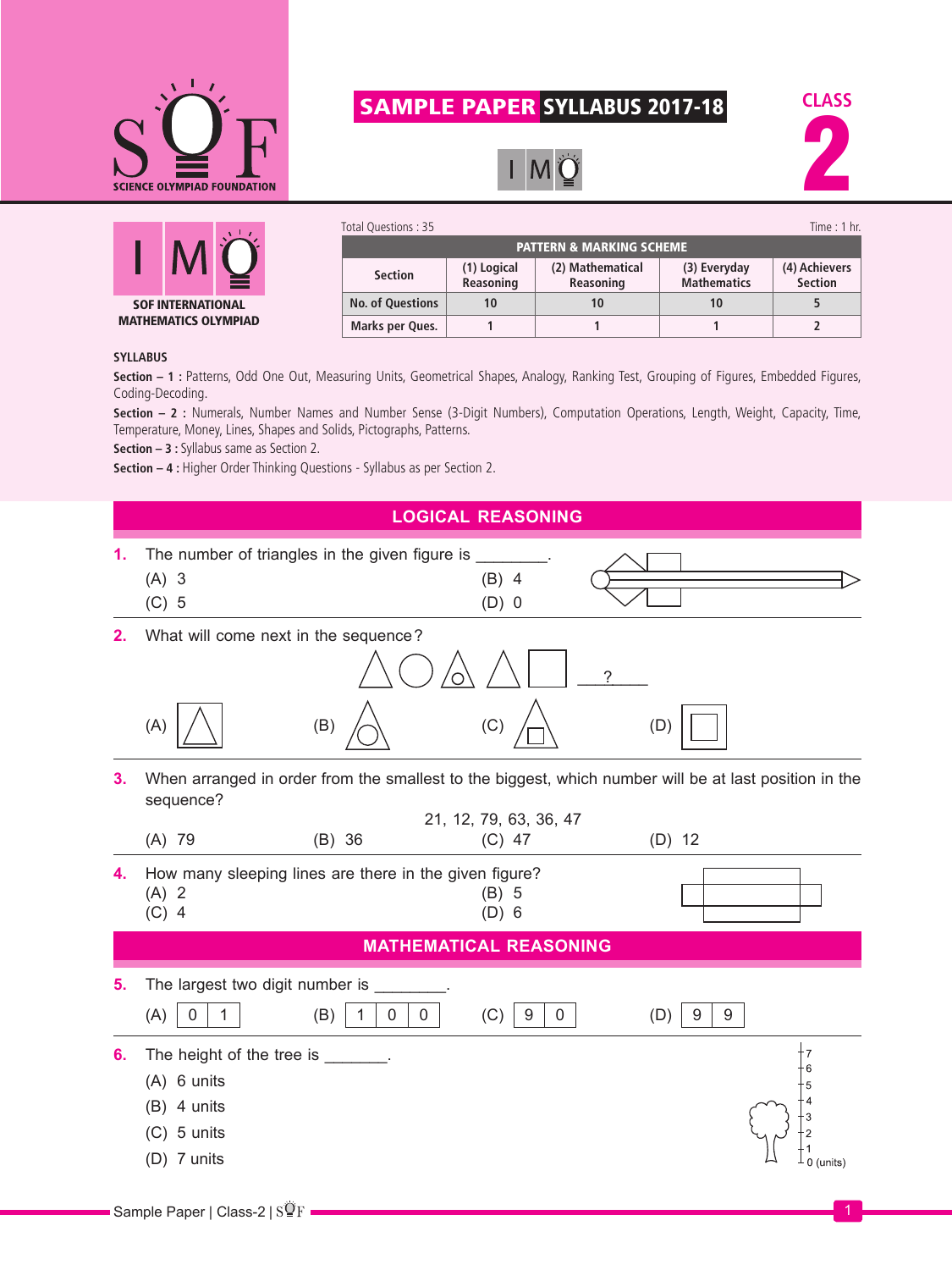# SAMPLE PAPER SYLLABUS 2017-18

**CLASS 2**

**IMO**

**SOF INTERNATIONAL MATHEMATICS OLYMPIAD**

Total Questions : 35 | Time : 1 hr.

| PATTERN & MARKING SCHEME | | | | |
|---|---|---|---|---|
| **Section** | **(1) Logical Reasoning** | **(2) Mathematical Reasoning** | **(3) Everyday Mathematics** | **(4) Achievers Section** |
| **No. of Questions** | 10 | 10 | 10 | 5 |
| **Marks per Ques.** | 1 | 1 | 1 | 2 |

**SYLLABUS**

**Section – 1 :** Patterns, Odd One Out, Measuring Units, Geometrical Shapes, Analogy, Ranking Test, Grouping of Figures, Embedded Figures, Coding-Decoding.

**Section – 2 :** Numerals, Number Names and Number Sense (3-Digit Numbers), Computation Operations, Length, Weight, Capacity, Time, Temperature, Money, Lines, Shapes and Solids, Pictographs, Patterns.

**Section – 3 :** Syllabus same as Section 2.

**Section – 4 :** Higher Order Thinking Questions - Syllabus as per Section 2.

## LOGICAL REASONING

**1.** The number of triangles in the given figure is ________.

(A) 3 (B) 4
(C) 5 (D) 0

**2.** What will come next in the sequence?

(A) (B) (C) (D)

**3.** When arranged in order from the smallest to the biggest, which number will be at last position in the sequence?

21, 12, 79, 63, 36, 47

(A) 79 (B) 36 (C) 47 (D) 12

**4.** How many sleeping lines are there in the given figure?

(A) 2 (B) 5
(C) 4 (D) 6

## MATHEMATICAL REASONING

**5.** The largest two digit number is ________.

(A) 0 1 (B) 1 0 0 (C) 9 0 (D) 9 9

**6.** The height of the tree is _______.

(A) 6 units
(B) 4 units
(C) 5 units
(D) 7 units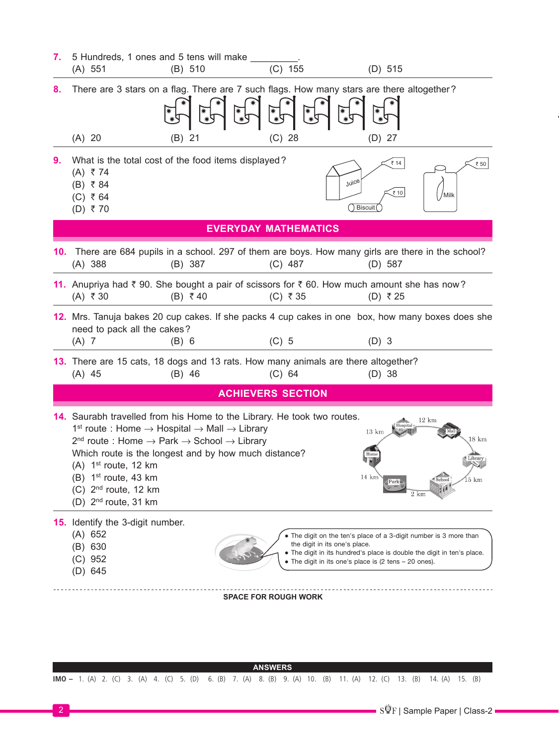**7.** 5 Hundreds, 1 ones and 5 tens will make _________.

(A) 551 (B) 510 (C) 155 (D) 515

**8.** There are 3 stars on a flag. There are 7 such flags. How many stars are there altogether?

(A) 20 (B) 21 (C) 28 (D) 27

**9.** What is the total cost of the food items displayed?

(A) ₹ 74
(B) ₹ 84
(C) ₹ 64
(D) ₹ 70

Juice ₹ 14
Biscuit ₹ 10
Milk ₹ 50

## EVERYDAY MATHEMATICS

**10.** There are 684 pupils in a school. 297 of them are boys. How many girls are there in the school?

(A) 388 (B) 387 (C) 487 (D) 587

**11.** Anupriya had ₹ 90. She bought a pair of scissors for ₹ 60. How much amount she has now?

(A) ₹ 30 (B) ₹ 40 (C) ₹ 35 (D) ₹ 25

**12.** Mrs. Tanuja bakes 20 cup cakes. If she packs 4 cup cakes in one box, how many boxes does she need to pack all the cakes?

(A) 7 (B) 6 (C) 5 (D) 3

**13.** There are 15 cats, 18 dogs and 13 rats. How many animals are there altogether?

(A) 45 (B) 46 (C) 64 (D) 38

## ACHIEVERS SECTION

**14.** Saurabh travelled from his Home to the Library. He took two routes.

1st route : Home → Hospital → Mall → Library

2nd route : Home → Park → School → Library

Which route is the longest and by how much distance?

(A) 1st route, 12 km
(B) 1st route, 43 km
(C) 2nd route, 12 km
(D) 2nd route, 31 km

Home, Hospital, Mall, Library, School, Park
13 km, 12 km, 18 km, 15 km, 2 km, 14 km

**15.** Identify the 3-digit number.

(A) 652
(B) 630
(C) 952
(D) 645

- The digit on the ten's place of a 3-digit number is 3 more than the digit in its one's place.
- The digit in its hundred's place is double the digit in ten's place.
- The digit in its one's place is (2 tens – 20 ones).

SPACE FOR ROUGH WORK

**ANSWERS**

IMO – 1. (A) 2. (C) 3. (A) 4. (C) 5. (D) 6. (B) 7. (A) 8. (B) 9. (A) 10. (B) 11. (A) 12. (C) 13. (B) 14. (A) 15. (B)